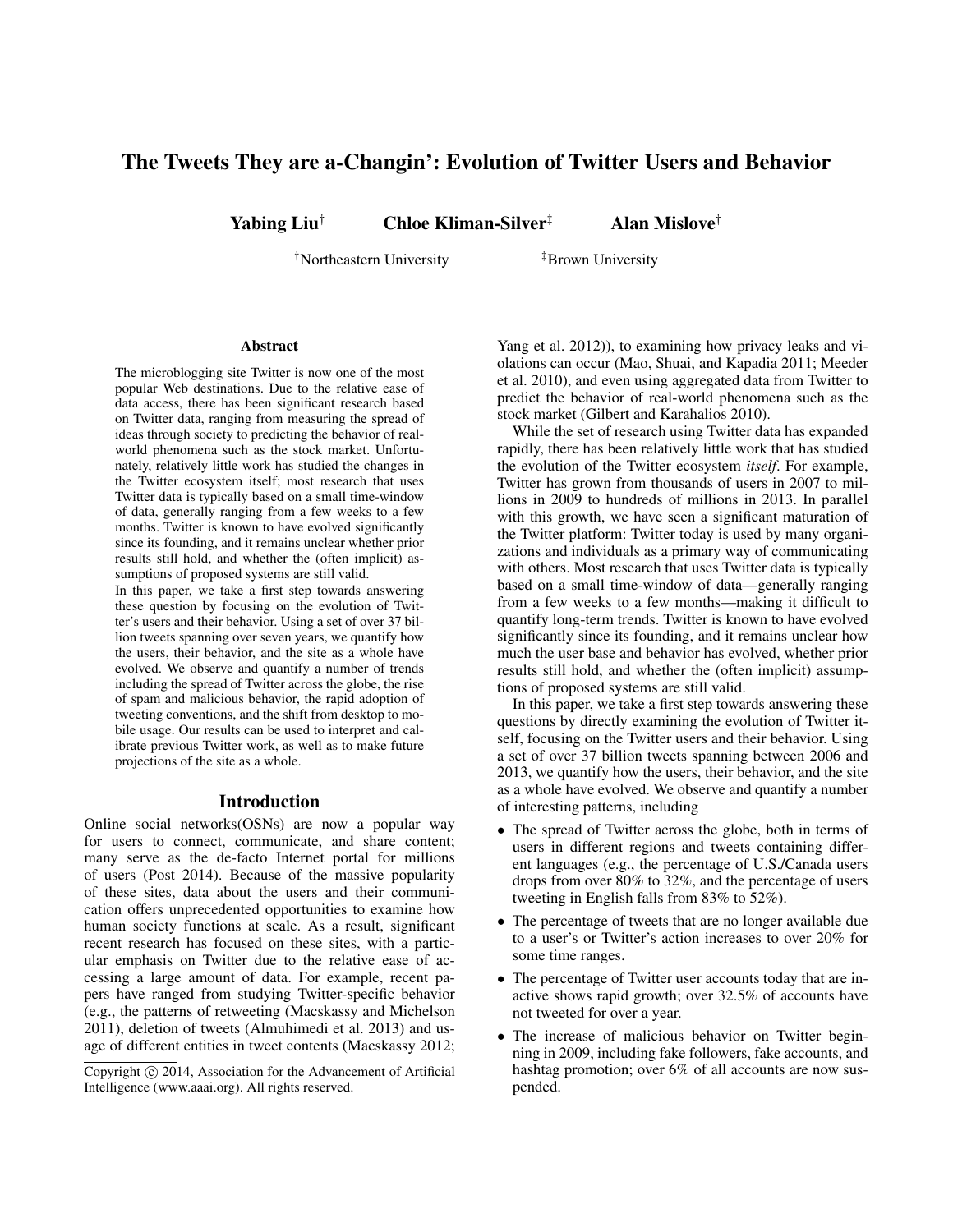# The Tweets They are a-Changin': Evolution of Twitter Users and Behavior

**Yabing Liu**[†] **Chloe Kliman-Silver**[‡] **Alan Mislove**[†]

[†]Northeastern University [‡]Brown University

## Abstract

The microblogging site Twitter is now one of the most popular Web destinations. Due to the relative ease of data access, there has been significant research based on Twitter data, ranging from measuring the spread of ideas through society to predicting the behavior of real-world phenomena such as the stock market. Unfortunately, relatively little work has studied the changes in the Twitter ecosystem itself; most research that uses Twitter data is typically based on a small time-window of data, generally ranging from a few weeks to a few months. Twitter is known to have evolved significantly since its founding, and it remains unclear whether prior results still hold, and whether the (often implicit) assumptions of proposed systems are still valid.

In this paper, we take a first step towards answering these question by focusing on the evolution of Twitter's users and their behavior. Using a set of over 37 billion tweets spanning over seven years, we quantify how the users, their behavior, and the site as a whole have evolved. We observe and quantify a number of trends including the spread of Twitter across the globe, the rise of spam and malicious behavior, the rapid adoption of tweeting conventions, and the shift from desktop to mobile usage. Our results can be used to interpret and calibrate previous Twitter work, as well as to make future projections of the site as a whole.

## Introduction

Online social networks(OSNs) are now a popular way for users to connect, communicate, and share content; many serve as the de-facto Internet portal for millions of users (Post 2014). Because of the massive popularity of these sites, data about the users and their communication offers unprecedented opportunities to examine how human society functions at scale. As a result, significant recent research has focused on these sites, with a particular emphasis on Twitter due to the relative ease of accessing a large amount of data. For example, recent papers have ranged from studying Twitter-specific behavior (e.g., the patterns of retweeting (Macskassy and Michelson 2011), deletion of tweets (Almuhimedi et al. 2013) and usage of different entities in tweet contents (Macskassy 2012; Yang et al. 2012)), to examining how privacy leaks and violations can occur (Mao, Shuai, and Kapadia 2011; Meeder et al. 2010), and even using aggregated data from Twitter to predict the behavior of real-world phenomena such as the stock market (Gilbert and Karahalios 2010).

While the set of research using Twitter data has expanded rapidly, there has been relatively little work that has studied the evolution of the Twitter ecosystem *itself*. For example, Twitter has grown from thousands of users in 2007 to millions in 2009 to hundreds of millions in 2013. In parallel with this growth, we have seen a significant maturation of the Twitter platform: Twitter today is used by many organizations and individuals as a primary way of communicating with others. Most research that uses Twitter data is typically based on a small time-window of data—generally ranging from a few weeks to a few months—making it difficult to quantify long-term trends. Twitter is known to have evolved significantly since its founding, and it remains unclear how much the user base and behavior has evolved, whether prior results still hold, and whether the (often implicit) assumptions of proposed systems are still valid.

In this paper, we take a first step towards answering these questions by directly examining the evolution of Twitter itself, focusing on the Twitter users and their behavior. Using a set of over 37 billion tweets spanning between 2006 and 2013, we quantify how the users, their behavior, and the site as a whole have evolved. We observe and quantify a number of interesting patterns, including

- The spread of Twitter across the globe, both in terms of users in different regions and tweets containing different languages (e.g., the percentage of U.S./Canada users drops from over 80% to 32%, and the percentage of users tweeting in English falls from 83% to 52%).
- The percentage of tweets that are no longer available due to a user's or Twitter's action increases to over 20% for some time ranges.
- The percentage of Twitter user accounts today that are inactive shows rapid growth; over 32.5% of accounts have not tweeted for over a year.
- The increase of malicious behavior on Twitter beginning in 2009, including fake followers, fake accounts, and hashtag promotion; over 6% of all accounts are now suspended.

Copyright © 2014, Association for the Advancement of Artificial Intelligence (www.aaai.org). All rights reserved.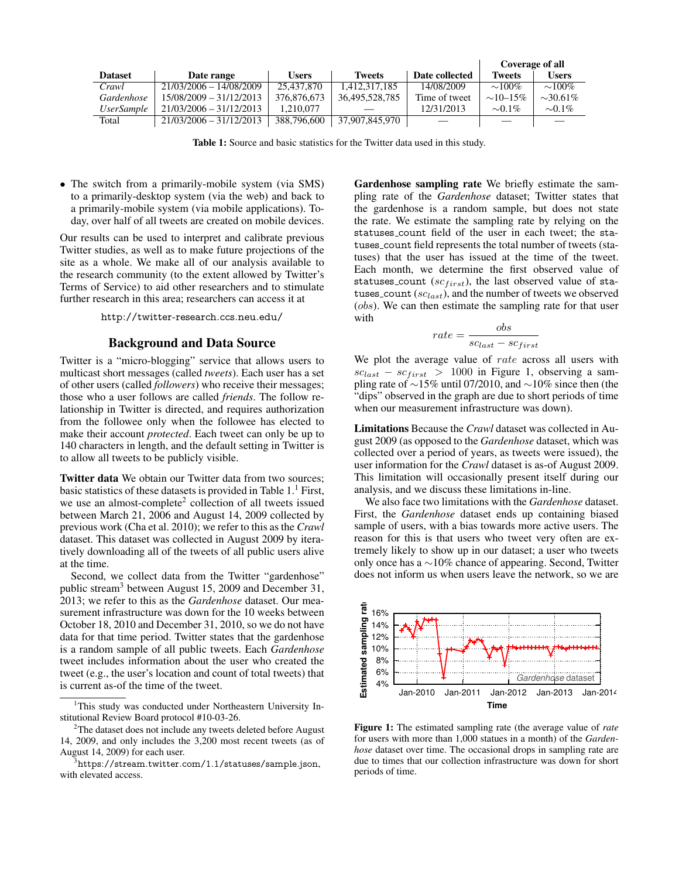| Dataset | Date range | Users | Tweets | Date collected | Coverage of all | |
|---|---|---|---|---|---|---|
| | | | | | Tweets | Users |
| *Crawl* | 21/03/2006 – 14/08/2009 | 25,437,870 | 1,412,317,185 | 14/08/2009 | ∼100% | ∼100% |
| *Gardenhose* | 15/08/2009 – 31/12/2013 | 376,876,673 | 36,495,528,785 | Time of tweet | ∼10–15% | ∼30.61% |
| *UserSample* | 21/03/2006 – 31/12/2013 | 1,210,077 | — | 12/31/2013 | ∼0.1% | ∼0.1% |
| Total | 21/03/2006 – 31/12/2013 | 388,796,600 | 37,907,845,970 | — | — | — |

**Table 1:** Source and basic statistics for the Twitter data used in this study.

- The switch from a primarily-mobile system (via SMS) to a primarily-desktop system (via the web) and back to a primarily-mobile system (via mobile applications). Today, over half of all tweets are created on mobile devices.

Our results can be used to interpret and calibrate previous Twitter studies, as well as to make future projections of the site as a whole. We make all of our analysis available to the research community (to the extent allowed by Twitter's Terms of Service) to aid other researchers and to stimulate further research in this area; researchers can access it at

http://twitter-research.ccs.neu.edu/

## Background and Data Source

Twitter is a "micro-blogging" service that allows users to multicast short messages (called *tweets*). Each user has a set of other users (called *followers*) who receive their messages; those who a user follows are called *friends*. The follow relationship in Twitter is directed, and requires authorization from the followee only when the followee has elected to make their account *protected*. Each tweet can only be up to 140 characters in length, and the default setting in Twitter is to allow all tweets to be publicly visible.

**Twitter data** We obtain our Twitter data from two sources; basic statistics of these datasets is provided in Table 1.[1] First, we use an almost-complete[2] collection of all tweets issued between March 21, 2006 and August 14, 2009 collected by previous work (Cha et al. 2010); we refer to this as the *Crawl* dataset. This dataset was collected in August 2009 by iteratively downloading all of the tweets of all public users alive at the time.

Second, we collect data from the Twitter "gardenhose" public stream[3] between August 15, 2009 and December 31, 2013; we refer to this as the *Gardenhose* dataset. Our measurement infrastructure was down for the 10 weeks between October 18, 2010 and December 31, 2010, so we do not have data for that time period. Twitter states that the gardenhose is a random sample of all public tweets. Each *Gardenhose* tweet includes information about the user who created the tweet (e.g., the user's location and count of total tweets) that is current as-of the time of the tweet.

[1] This study was conducted under Northeastern University Institutional Review Board protocol #10-03-26.

[2] The dataset does not include any tweets deleted before August 14, 2009, and only includes the 3,200 most recent tweets (as of August 14, 2009) for each user.

[3] https://stream.twitter.com/1.1/statuses/sample.json, with elevated access.

**Gardenhose sampling rate** We briefly estimate the sampling rate of the *Gardenhose* dataset; Twitter states that the gardenhose is a random sample, but does not state the rate. We estimate the sampling rate by relying on the `statuses_count` field of the user in each tweet; the `statuses_count` field represents the total number of tweets (statuses) that the user has issued at the time of the tweet. Each month, we determine the first observed value of `statuses_count` ($sc_{first}$), the last observed value of `statuses_count` ($sc_{last}$), and the number of tweets we observed ($obs$). We can then estimate the sampling rate for that user with

$$rate = \frac{obs}{sc_{last} - sc_{first}}$$

We plot the average value of $rate$ across all users with $sc_{last} - sc_{first} > 1000$ in Figure 1, observing a sampling rate of ∼15% until 07/2010, and ∼10% since then (the "dips" observed in the graph are due to short periods of time when our measurement infrastructure was down).

**Limitations** Because the *Crawl* dataset was collected in August 2009 (as opposed to the *Gardenhose* dataset, which was collected over a period of years, as tweets were issued), the user information for the *Crawl* dataset is as-of August 2009. This limitation will occasionally present itself during our analysis, and we discuss these limitations in-line.

We also face two limitations with the *Gardenhose* dataset. First, the *Gardenhose* dataset ends up containing biased sample of users, with a bias towards more active users. The reason for this is that users who tweet very often are extremely likely to show up in our dataset; a user who tweets only once has a ∼10% chance of appearing. Second, Twitter does not inform us when users leave the network, so we are

**Figure 1:** The estimated sampling rate (the average value of *rate* for users with more than 1,000 statues in a month) of the *Gardenhose* dataset over time. The occasional drops in sampling rate are due to times that our collection infrastructure was down for short periods of time.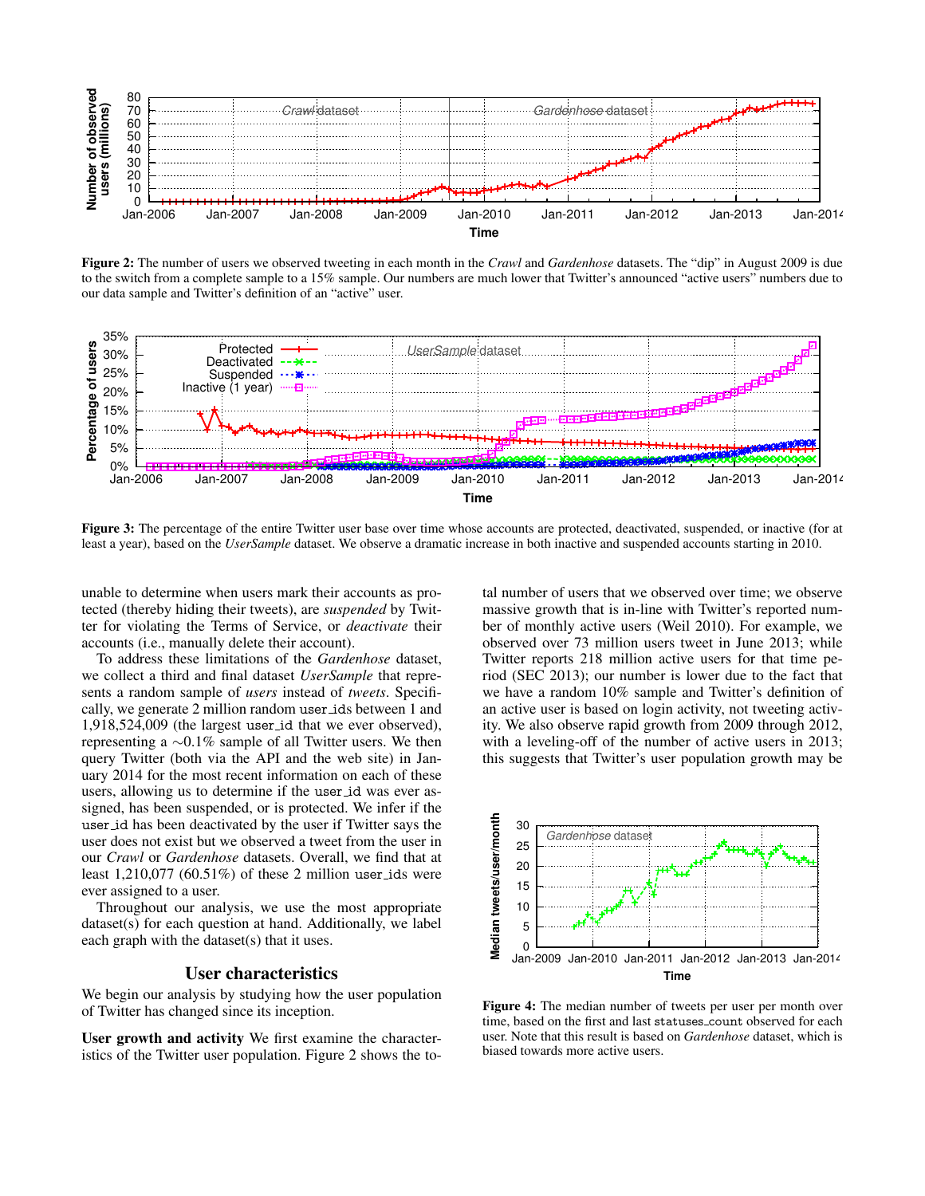Figure 2: The number of users we observed tweeting in each month in the *Crawl* and *Gardenhose* datasets. The "dip" in August 2009 is due to the switch from a complete sample to a 15% sample. Our numbers are much lower that Twitter's announced "active users" numbers due to our data sample and Twitter's definition of an "active" user.

Figure 3: The percentage of the entire Twitter user base over time whose accounts are protected, deactivated, suspended, or inactive (for at least a year), based on the *UserSample* dataset. We observe a dramatic increase in both inactive and suspended accounts starting in 2010.

unable to determine when users mark their accounts as protected (thereby hiding their tweets), are *suspended* by Twitter for violating the Terms of Service, or *deactivate* their accounts (i.e., manually delete their account).

To address these limitations of the *Gardenhose* dataset, we collect a third and final dataset *UserSample* that represents a random sample of *users* instead of *tweets*. Specifically, we generate 2 million random user_ids between 1 and 1,918,524,009 (the largest user_id that we ever observed), representing a ∼0.1% sample of all Twitter users. We then query Twitter (both via the API and the web site) in January 2014 for the most recent information on each of these users, allowing us to determine if the user_id was ever assigned, has been suspended, or is protected. We infer if the user_id has been deactivated by the user if Twitter says the user does not exist but we observed a tweet from the user in our *Crawl* or *Gardenhose* datasets. Overall, we find that at least 1,210,077 (60.51%) of these 2 million user_ids were ever assigned to a user.

Throughout our analysis, we use the most appropriate dataset(s) for each question at hand. Additionally, we label each graph with the dataset(s) that it uses.

## User characteristics

We begin our analysis by studying how the user population of Twitter has changed since its inception.

**User growth and activity** We first examine the characteristics of the Twitter user population. Figure 2 shows the total number of users that we observed over time; we observe massive growth that is in-line with Twitter's reported number of monthly active users (Weil 2010). For example, we observed over 73 million users tweet in June 2013; while Twitter reports 218 million active users for that time period (SEC 2013); our number is lower due to the fact that we have a random 10% sample and Twitter's definition of an active user is based on login activity, not tweeting activity. We also observe rapid growth from 2009 through 2012, with a leveling-off of the number of active users in 2013; this suggests that Twitter's user population growth may be

Figure 4: The median number of tweets per user per month over time, based on the first and last statuses_count observed for each user. Note that this result is based on *Gardenhose* dataset, which is biased towards more active users.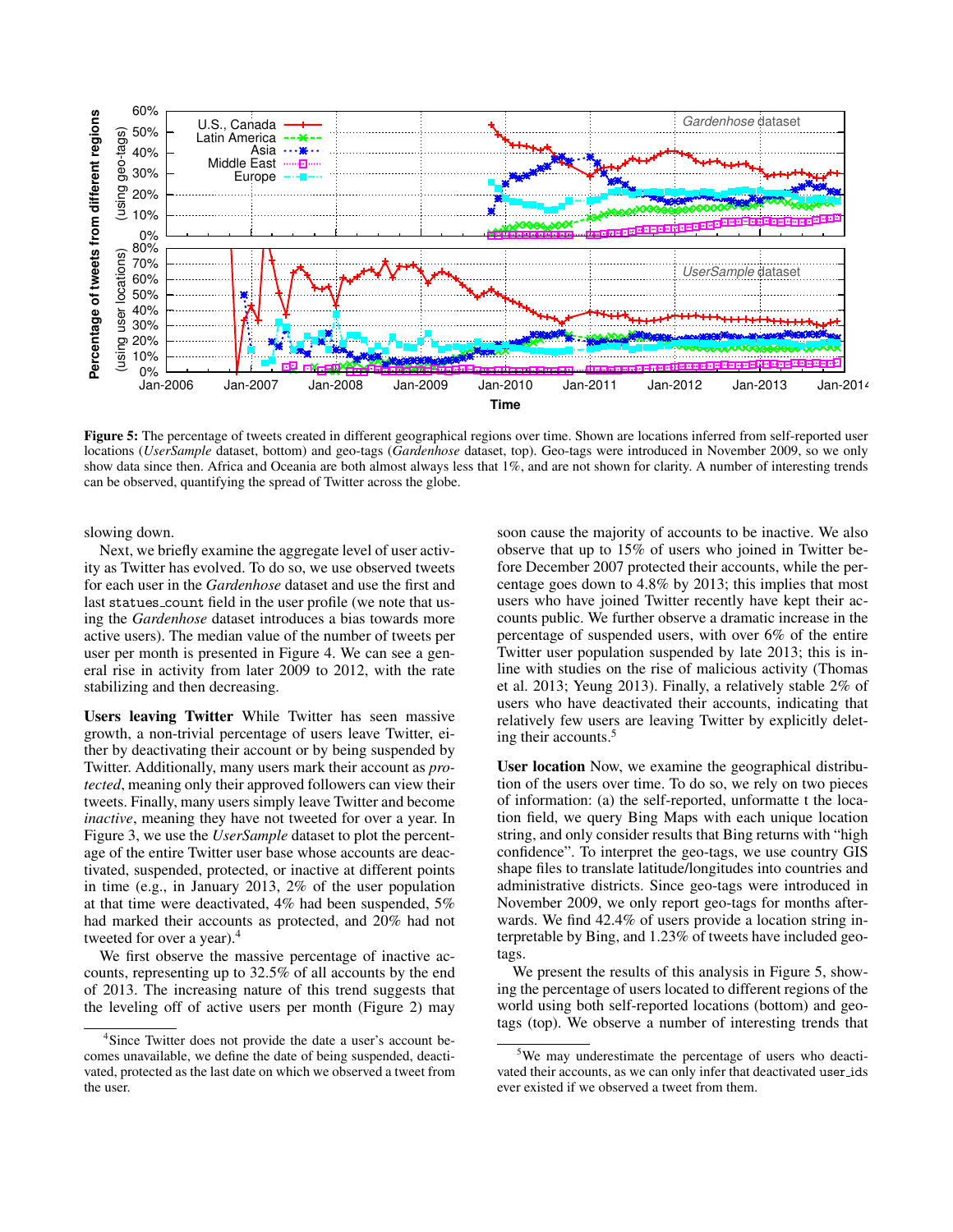**Figure 5:** The percentage of tweets created in different geographical regions over time. Shown are locations inferred from self-reported user locations (*UserSample* dataset, bottom) and geo-tags (*Gardenhose* dataset, top). Geo-tags were introduced in November 2009, so we only show data since then. Africa and Oceania are both almost always less that 1%, and are not shown for clarity. A number of interesting trends can be observed, quantifying the spread of Twitter across the globe.

slowing down.

Next, we briefly examine the aggregate level of user activity as Twitter has evolved. To do so, we use observed tweets for each user in the *Gardenhose* dataset and use the first and last `statuses_count` field in the user profile (we note that using the *Gardenhose* dataset introduces a bias towards more active users). The median value of the number of tweets per user per month is presented in Figure 4. We can see a general rise in activity from later 2009 to 2012, with the rate stabilizing and then decreasing.

**Users leaving Twitter** While Twitter has seen massive growth, a non-trivial percentage of users leave Twitter, either by deactivating their account or by being suspended by Twitter. Additionally, many users mark their account as *protected*, meaning only their approved followers can view their tweets. Finally, many users simply leave Twitter and become *inactive*, meaning they have not tweeted for over a year. In Figure 3, we use the *UserSample* dataset to plot the percentage of the entire Twitter user base whose accounts are deactivated, suspended, protected, or inactive at different points in time (e.g., in January 2013, 2% of the user population at that time were deactivated, 4% had been suspended, 5% had marked their accounts as protected, and 20% had not tweeted for over a year).[4]

We first observe the massive percentage of inactive accounts, representing up to 32.5% of all accounts by the end of 2013. The increasing nature of this trend suggests that the leveling off of active users per month (Figure 2) may soon cause the majority of accounts to be inactive. We also observe that up to 15% of users who joined in Twitter before December 2007 protected their accounts, while the percentage goes down to 4.8% by 2013; this implies that most users who have joined Twitter recently have kept their accounts public. We further observe a dramatic increase in the percentage of suspended users, with over 6% of the entire Twitter user population suspended by late 2013; this is inline with studies on the rise of malicious activity (Thomas et al. 2013; Yeung 2013). Finally, a relatively stable 2% of users who have deactivated their accounts, indicating that relatively few users are leaving Twitter by explicitly deleting their accounts.[5]

**User location** Now, we examine the geographical distribution of the users over time. To do so, we rely on two pieces of information: (a) the self-reported, unformatte t the location field, we query Bing Maps with each unique location string, and only consider results that Bing returns with "high confidence". To interpret the geo-tags, we use country GIS shape files to translate latitude/longitudes into countries and administrative districts. Since geo-tags were introduced in November 2009, we only report geo-tags for months afterwards. We find 42.4% of users provide a location string interpretable by Bing, and 1.23% of tweets have included geo-tags.

We present the results of this analysis in Figure 5, showing the percentage of users located to different regions of the world using both self-reported locations (bottom) and geo-tags (top). We observe a number of interesting trends that

[4] Since Twitter does not provide the date a user's account becomes unavailable, we define the date of being suspended, deactivated, protected as the last date on which we observed a tweet from the user.

[5] We may underestimate the percentage of users who deactivated their accounts, as we can only infer that deactivated `user_ids` ever existed if we observed a tweet from them.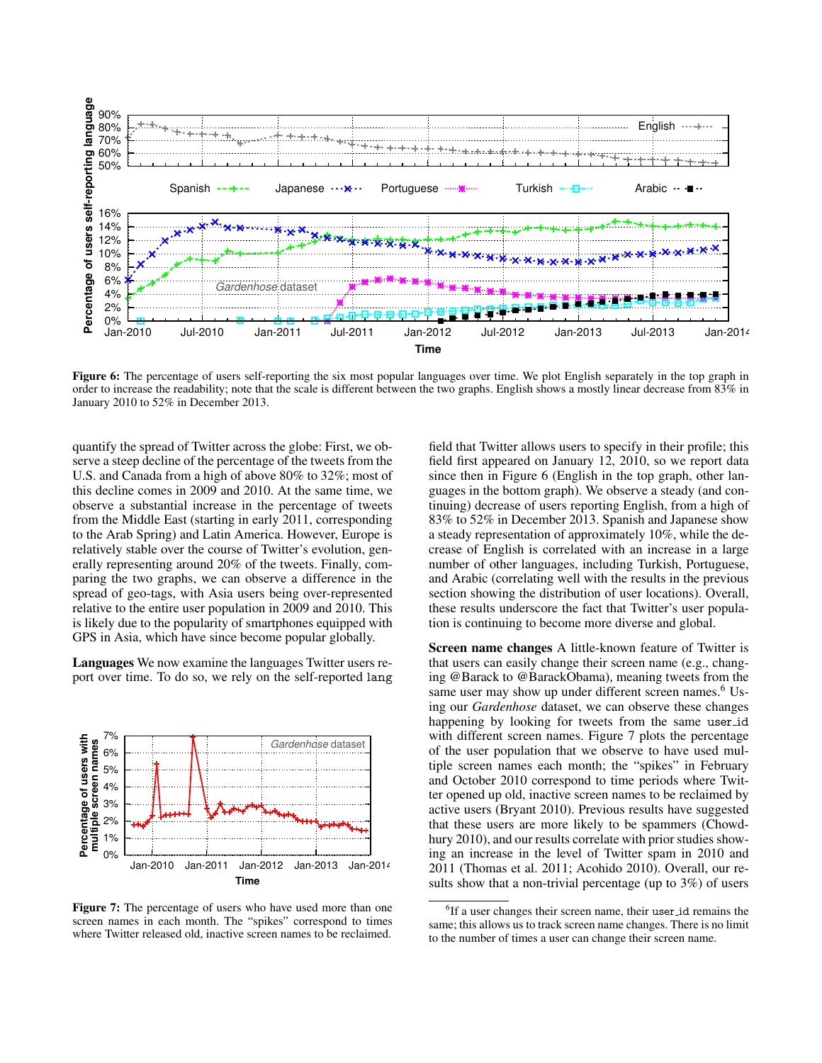Figure 6: The percentage of users self-reporting the six most popular languages over time. We plot English separately in the top graph in order to increase the readability; note that the scale is different between the two graphs. English shows a mostly linear decrease from 83% in January 2010 to 52% in December 2013.

quantify the spread of Twitter across the globe: First, we observe a steep decline of the percentage of the tweets from the U.S. and Canada from a high of above 80% to 32%; most of this decline comes in 2009 and 2010. At the same time, we observe a substantial increase in the percentage of tweets from the Middle East (starting in early 2011, corresponding to the Arab Spring) and Latin America. However, Europe is relatively stable over the course of Twitter's evolution, generally representing around 20% of the tweets. Finally, comparing the two graphs, we can observe a difference in the spread of geo-tags, with Asia users being over-represented relative to the entire user population in 2009 and 2010. This is likely due to the popularity of smartphones equipped with GPS in Asia, which have since become popular globally.

**Languages** We now examine the languages Twitter users report over time. To do so, we rely on the self-reported `lang` field that Twitter allows users to specify in their profile; this field first appeared on January 12, 2010, so we report data since then in Figure 6 (English in the top graph, other languages in the bottom graph). We observe a steady (and continuing) decrease of users reporting English, from a high of 83% to 52% in December 2013. Spanish and Japanese show a steady representation of approximately 10%, while the decrease of English is correlated with an increase in a large number of other languages, including Turkish, Portuguese, and Arabic (correlating well with the results in the previous section showing the distribution of user locations). Overall, these results underscore the fact that Twitter's user population is continuing to become more diverse and global.

Figure 7: The percentage of users who have used more than one screen names in each month. The "spikes" correspond to times where Twitter released old, inactive screen names to be reclaimed.

**Screen name changes** A little-known feature of Twitter is that users can easily change their screen name (e.g., changing @Barack to @BarackObama), meaning tweets from the same user may show up under different screen names.[6] Using our *Gardenhose* dataset, we can observe these changes happening by looking for tweets from the same `user_id` with different screen names. Figure 7 plots the percentage of the user population that we observe to have used multiple screen names each month; the "spikes" in February and October 2010 correspond to time periods where Twitter opened up old, inactive screen names to be reclaimed by active users (Bryant 2010). Previous results have suggested that these users are more likely to be spammers (Chowdhury 2010), and our results correlate with prior studies showing an increase in the level of Twitter spam in 2010 and 2011 (Thomas et al. 2011; Acohido 2010). Overall, our results show that a non-trivial percentage (up to 3%) of users

[6] If a user changes their screen name, their `user_id` remains the same; this allows us to track screen name changes. There is no limit to the number of times a user can change their screen name.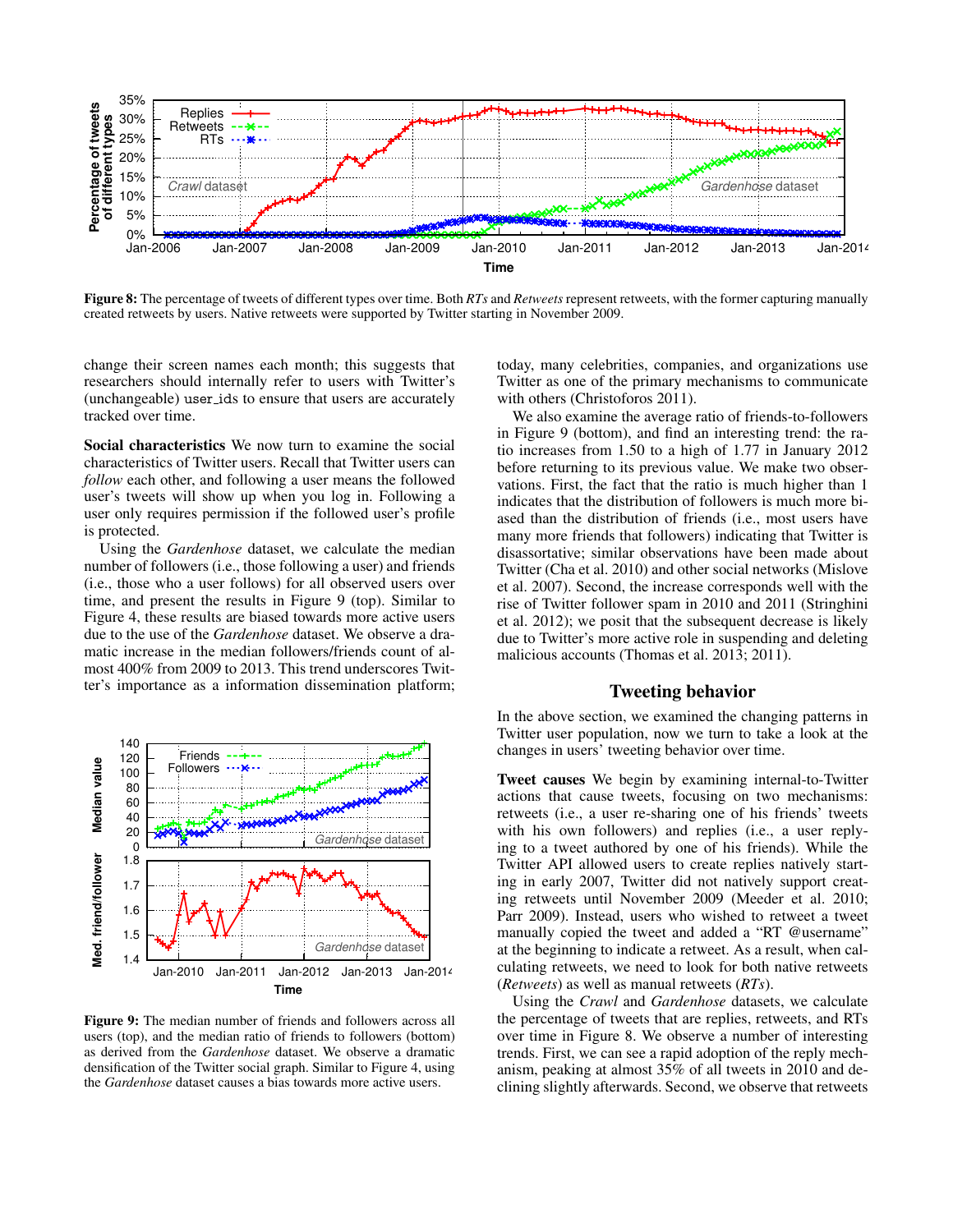Figure 8: The percentage of tweets of different types over time. Both *RTs* and *Retweets* represent retweets, with the former capturing manually created retweets by users. Native retweets were supported by Twitter starting in November 2009.

change their screen names each month; this suggests that researchers should internally refer to users with Twitter's (unchangeable) user_ids to ensure that users are accurately tracked over time.

**Social characteristics** We now turn to examine the social characteristics of Twitter users. Recall that Twitter users can *follow* each other, and following a user means the followed user's tweets will show up when you log in. Following a user only requires permission if the followed user's profile is protected.

Using the *Gardenhose* dataset, we calculate the median number of followers (i.e., those following a user) and friends (i.e., those who a user follows) for all observed users over time, and present the results in Figure 9 (top). Similar to Figure 4, these results are biased towards more active users due to the use of the *Gardenhose* dataset. We observe a dramatic increase in the median followers/friends count of almost 400% from 2009 to 2013. This trend underscores Twitter's importance as a information dissemination platform; today, many celebrities, companies, and organizations use Twitter as one of the primary mechanisms to communicate with others (Christoforos 2011).

Figure 9: The median number of friends and followers across all users (top), and the median ratio of friends to followers (bottom) as derived from the *Gardenhose* dataset. We observe a dramatic densification of the Twitter social graph. Similar to Figure 4, using the *Gardenhose* dataset causes a bias towards more active users.

We also examine the average ratio of friends-to-followers in Figure 9 (bottom), and find an interesting trend: the ratio increases from 1.50 to a high of 1.77 in January 2012 before returning to its previous value. We make two observations. First, the fact that the ratio is much higher than 1 indicates that the distribution of followers is much more biased than the distribution of friends (i.e., most users have many more friends that followers) indicating that Twitter is disassortative; similar observations have been made about Twitter (Cha et al. 2010) and other social networks (Mislove et al. 2007). Second, the increase corresponds well with the rise of Twitter follower spam in 2010 and 2011 (Stringhini et al. 2012); we posit that the subsequent decrease is likely due to Twitter's more active role in suspending and deleting malicious accounts (Thomas et al. 2013; 2011).

## Tweeting behavior

In the above section, we examined the changing patterns in Twitter user population, now we turn to take a look at the changes in users' tweeting behavior over time.

**Tweet causes** We begin by examining internal-to-Twitter actions that cause tweets, focusing on two mechanisms: retweets (i.e., a user re-sharing one of his friends' tweets with his own followers) and replies (i.e., a user replying to a tweet authored by one of his friends). While the Twitter API allowed users to create replies natively starting in early 2007, Twitter did not natively support creating retweets until November 2009 (Meeder et al. 2010; Parr 2009). Instead, users who wished to retweet a tweet manually copied the tweet and added a "RT @username" at the beginning to indicate a retweet. As a result, when calculating retweets, we need to look for both native retweets (*Retweets*) as well as manual retweets (*RTs*).

Using the *Crawl* and *Gardenhose* datasets, we calculate the percentage of tweets that are replies, retweets, and RTs over time in Figure 8. We observe a number of interesting trends. First, we can see a rapid adoption of the reply mechanism, peaking at almost 35% of all tweets in 2010 and declining slightly afterwards. Second, we observe that retweets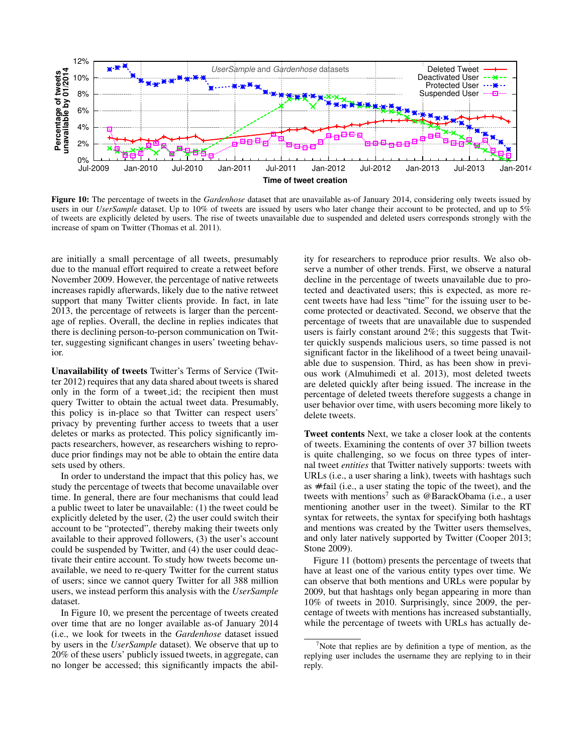**Figure 10:** The percentage of tweets in the *Gardenhose* dataset that are unavailable as-of January 2014, considering only tweets issued by users in our *UserSample* dataset. Up to 10% of tweets are issued by users who later change their account to be protected, and up to 5% of tweets are explicitly deleted by users. The rise of tweets unavailable due to suspended and deleted users corresponds strongly with the increase of spam on Twitter (Thomas et al. 2011).

are initially a small percentage of all tweets, presumably due to the manual effort required to create a retweet before November 2009. However, the percentage of native retweets increases rapidly afterwards, likely due to the native retweet support that many Twitter clients provide. In fact, in late 2013, the percentage of retweets is larger than the percentage of replies. Overall, the decline in replies indicates that there is declining person-to-person communication on Twitter, suggesting significant changes in users' tweeting behavior.

**Unavailability of tweets** Twitter's Terms of Service (Twitter 2012) requires that any data shared about tweets is shared only in the form of a `tweet_id`; the recipient then must query Twitter to obtain the actual tweet data. Presumably, this policy is in-place so that Twitter can respect users' privacy by preventing further access to tweets that a user deletes or marks as protected. This policy significantly impacts researchers, however, as researchers wishing to reproduce prior findings may not be able to obtain the entire data sets used by others.

In order to understand the impact that this policy has, we study the percentage of tweets that become unavailable over time. In general, there are four mechanisms that could lead a public tweet to later be unavailable: (1) the tweet could be explicitly deleted by the user, (2) the user could switch their account to be "protected", thereby making their tweets only available to their approved followers, (3) the user's account could be suspended by Twitter, and (4) the user could deactivate their entire account. To study how tweets become unavailable, we need to re-query Twitter for the current status of users; since we cannot query Twitter for all 388 million users, we instead perform this analysis with the *UserSample* dataset.

In Figure 10, we present the percentage of tweets created over time that are no longer available as-of January 2014 (i.e., we look for tweets in the *Gardenhose* dataset issued by users in the *UserSample* dataset). We observe that up to 20% of these users' publicly issued tweets, in aggregate, can no longer be accessed; this significantly impacts the ability for researchers to reproduce prior results. We also observe a number of other trends. First, we observe a natural decline in the percentage of tweets unavailable due to protected and deactivated users; this is expected, as more recent tweets have had less "time" for the issuing user to become protected or deactivated. Second, we observe that the percentage of tweets that are unavailable due to suspended users is fairly constant around 2%; this suggests that Twitter quickly suspends malicious users, so time passed is not significant factor in the likelihood of a tweet being unavailable due to suspension. Third, as has been show in previous work (Almuhimedi et al. 2013), most deleted tweets are deleted quickly after being issued. The increase in the percentage of deleted tweets therefore suggests a change in user behavior over time, with users becoming more likely to delete tweets.

**Tweet contents** Next, we take a closer look at the contents of tweets. Examining the contents of over 37 billion tweets is quite challenging, so we focus on three types of internal tweet *entities* that Twitter natively supports: tweets with URLs (i.e., a user sharing a link), tweets with hashtags such as `#fail` (i.e., a user stating the topic of the tweet), and the tweets with mentions[7] such as @BarackObama (i.e., a user mentioning another user in the tweet). Similar to the RT syntax for retweets, the syntax for specifying both hashtags and mentions was created by the Twitter users themselves, and only later natively supported by Twitter (Cooper 2013; Stone 2009).

Figure 11 (bottom) presents the percentage of tweets that have at least one of the various entity types over time. We can observe that both mentions and URLs were popular by 2009, but that hashtags only began appearing in more than 10% of tweets in 2010. Surprisingly, since 2009, the percentage of tweets with mentions has increased substantially, while the percentage of tweets with URLs has actually de-

[7] Note that replies are by definition a type of mention, as the replying user includes the username they are replying to in their reply.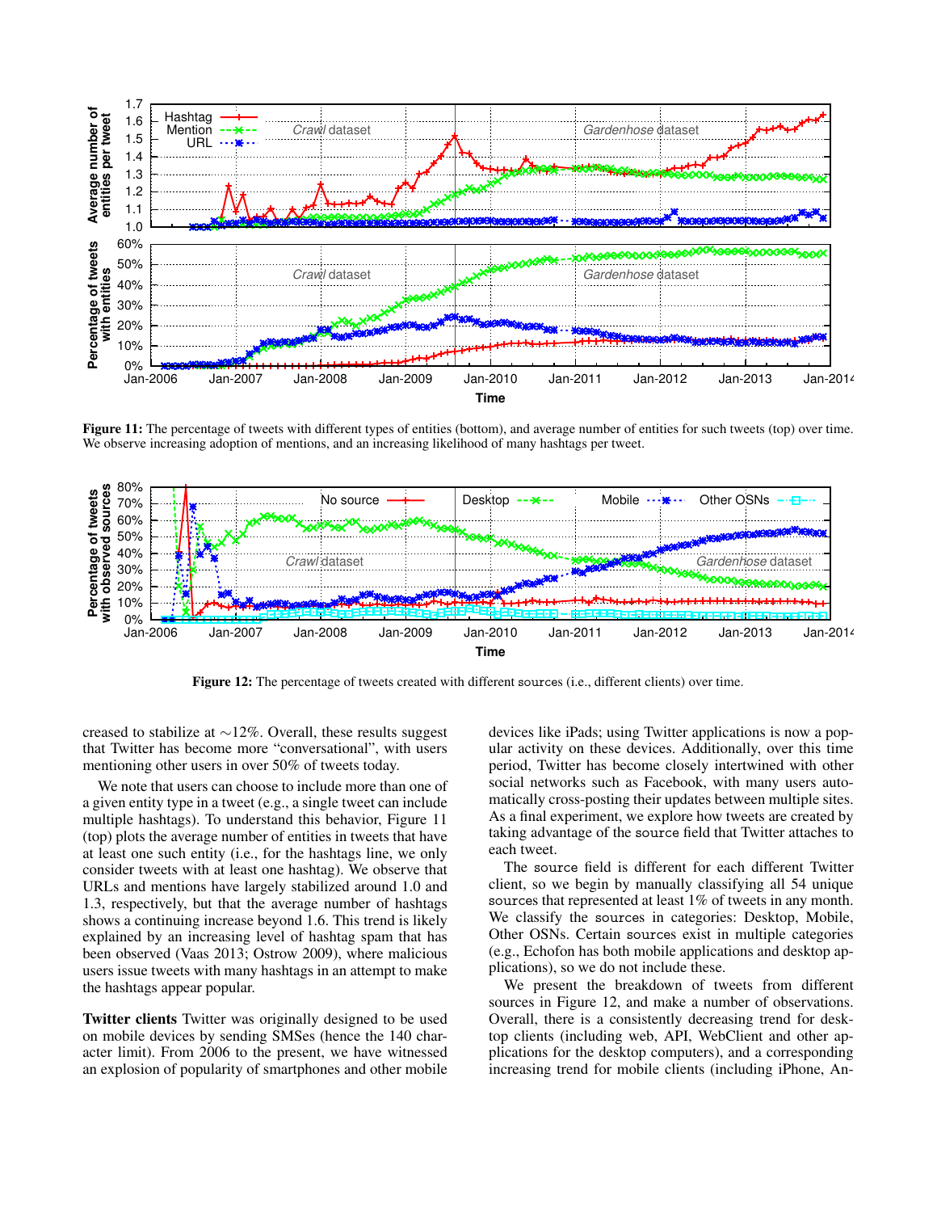**Figure 11:** The percentage of tweets with different types of entities (bottom), and average number of entities for such tweets (top) over time. We observe increasing adoption of mentions, and an increasing likelihood of many hashtags per tweet.

**Figure 12:** The percentage of tweets created with different `sources` (i.e., different clients) over time.

creased to stabilize at ∼12%. Overall, these results suggest that Twitter has become more "conversational", with users mentioning other users in over 50% of tweets today.

We note that users can choose to include more than one of a given entity type in a tweet (e.g., a single tweet can include multiple hashtags). To understand this behavior, Figure 11 (top) plots the average number of entities in tweets that have at least one such entity (i.e., for the hashtags line, we only consider tweets with at least one hashtag). We observe that URLs and mentions have largely stabilized around 1.0 and 1.3, respectively, but that the average number of hashtags shows a continuing increase beyond 1.6. This trend is likely explained by an increasing level of hashtag spam that has been observed (Vaas 2013; Ostrow 2009), where malicious users issue tweets with many hashtags in an attempt to make the hashtags appear popular.

**Twitter clients** Twitter was originally designed to be used on mobile devices by sending SMSes (hence the 140 character limit). From 2006 to the present, we have witnessed an explosion of popularity of smartphones and other mobile devices like iPads; using Twitter applications is now a popular activity on these devices. Additionally, over this time period, Twitter has become closely intertwined with other social networks such as Facebook, with many users automatically cross-posting their updates between multiple sites. As a final experiment, we explore how tweets are created by taking advantage of the `source` field that Twitter attaches to each tweet.

The `source` field is different for each different Twitter client, so we begin by manually classifying all 54 unique `sources` that represented at least 1% of tweets in any month. We classify the `sources` in categories: Desktop, Mobile, Other OSNs. Certain `sources` exist in multiple categories (e.g., Echofon has both mobile applications and desktop applications), so we do not include these.

We present the breakdown of tweets from different sources in Figure 12, and make a number of observations. Overall, there is a consistently decreasing trend for desktop clients (including web, API, WebClient and other applications for the desktop computers), and a corresponding increasing trend for mobile clients (including iPhone, An-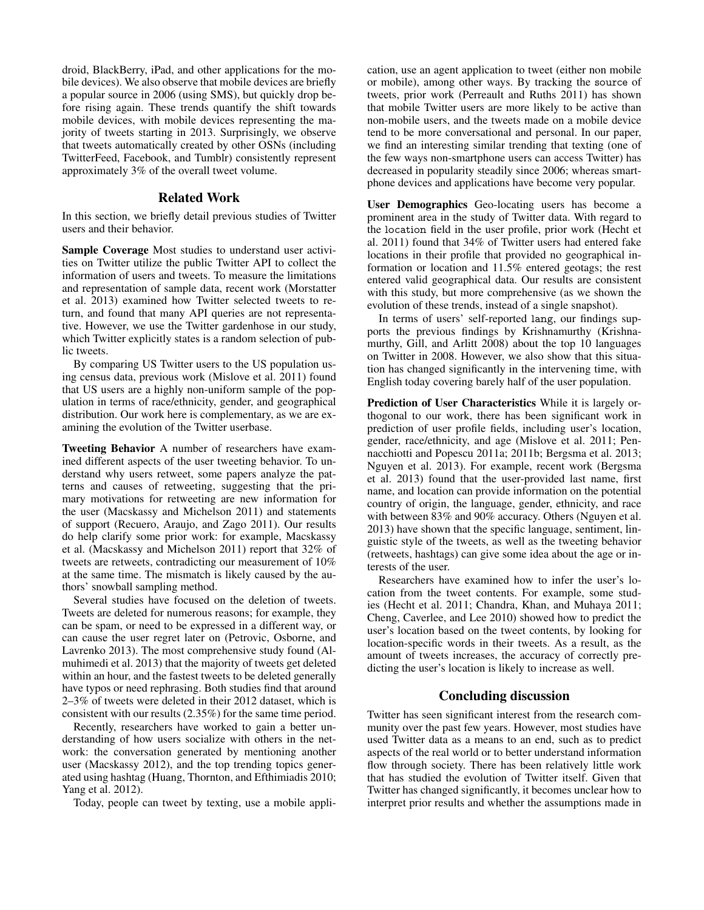droid, BlackBerry, iPad, and other applications for the mobile devices). We also observe that mobile devices are briefly a popular source in 2006 (using SMS), but quickly drop before rising again. These trends quantify the shift towards mobile devices, with mobile devices representing the majority of tweets starting in 2013. Surprisingly, we observe that tweets automatically created by other OSNs (including TwitterFeed, Facebook, and Tumblr) consistently represent approximately 3% of the overall tweet volume.

## Related Work

In this section, we briefly detail previous studies of Twitter users and their behavior.

**Sample Coverage** Most studies to understand user activities on Twitter utilize the public Twitter API to collect the information of users and tweets. To measure the limitations and representation of sample data, recent work (Morstatter et al. 2013) examined how Twitter selected tweets to return, and found that many API queries are not representative. However, we use the Twitter gardenhose in our study, which Twitter explicitly states is a random selection of public tweets.

By comparing US Twitter users to the US population using census data, previous work (Mislove et al. 2011) found that US users are a highly non-uniform sample of the population in terms of race/ethnicity, gender, and geographical distribution. Our work here is complementary, as we are examining the evolution of the Twitter userbase.

**Tweeting Behavior** A number of researchers have examined different aspects of the user tweeting behavior. To understand why users retweet, some papers analyze the patterns and causes of retweeting, suggesting that the primary motivations for retweeting are new information for the user (Macskassy and Michelson 2011) and statements of support (Recuero, Araujo, and Zago 2011). Our results do help clarify some prior work: for example, Macskassy et al. (Macskassy and Michelson 2011) report that 32% of tweets are retweets, contradicting our measurement of 10% at the same time. The mismatch is likely caused by the authors' snowball sampling method.

Several studies have focused on the deletion of tweets. Tweets are deleted for numerous reasons; for example, they can be spam, or need to be expressed in a different way, or can cause the user regret later on (Petrovic, Osborne, and Lavrenko 2013). The most comprehensive study found (Almuhimedi et al. 2013) that the majority of tweets get deleted within an hour, and the fastest tweets to be deleted generally have typos or need rephrasing. Both studies find that around 2–3% of tweets were deleted in their 2012 dataset, which is consistent with our results (2.35%) for the same time period.

Recently, researchers have worked to gain a better understanding of how users socialize with others in the network: the conversation generated by mentioning another user (Macskassy 2012), and the top trending topics generated using hashtag (Huang, Thornton, and Efthimiadis 2010; Yang et al. 2012).

Today, people can tweet by texting, use a mobile application, use an agent application to tweet (either non mobile or mobile), among other ways. By tracking the `source` of tweets, prior work (Perreault and Ruths 2011) has shown that mobile Twitter users are more likely to be active than non-mobile users, and the tweets made on a mobile device tend to be more conversational and personal. In our paper, we find an interesting similar trending that texting (one of the few ways non-smartphone users can access Twitter) has decreased in popularity steadily since 2006; whereas smartphone devices and applications have become very popular.

**User Demographics** Geo-locating users has become a prominent area in the study of Twitter data. With regard to the `location` field in the user profile, prior work (Hecht et al. 2011) found that 34% of Twitter users had entered fake locations in their profile that provided no geographical information or location and 11.5% entered geotags; the rest entered valid geographical data. Our results are consistent with this study, but more comprehensive (as we shown the evolution of these trends, instead of a single snapshot).

In terms of users' self-reported `lang`, our findings supports the previous findings by Krishnamurthy (Krishnamurthy, Gill, and Arlitt 2008) about the top 10 languages on Twitter in 2008. However, we also show that this situation has changed significantly in the intervening time, with English today covering barely half of the user population.

**Prediction of User Characteristics** While it is largely orthogonal to our work, there has been significant work in prediction of user profile fields, including user's location, gender, race/ethnicity, and age (Mislove et al. 2011; Pennacchiotti and Popescu 2011a; 2011b; Bergsma et al. 2013; Nguyen et al. 2013). For example, recent work (Bergsma et al. 2013) found that the user-provided last name, first name, and location can provide information on the potential country of origin, the language, gender, ethnicity, and race with between 83% and 90% accuracy. Others (Nguyen et al. 2013) have shown that the specific language, sentiment, linguistic style of the tweets, as well as the tweeting behavior (retweets, hashtags) can give some idea about the age or interests of the user.

Researchers have examined how to infer the user's location from the tweet contents. For example, some studies (Hecht et al. 2011; Chandra, Khan, and Muhaya 2011; Cheng, Caverlee, and Lee 2010) showed how to predict the user's location based on the tweet contents, by looking for location-specific words in their tweets. As a result, as the amount of tweets increases, the accuracy of correctly predicting the user's location is likely to increase as well.

## Concluding discussion

Twitter has seen significant interest from the research community over the past few years. However, most studies have used Twitter data as a means to an end, such as to predict aspects of the real world or to better understand information flow through society. There has been relatively little work that has studied the evolution of Twitter itself. Given that Twitter has changed significantly, it becomes unclear how to interpret prior results and whether the assumptions made in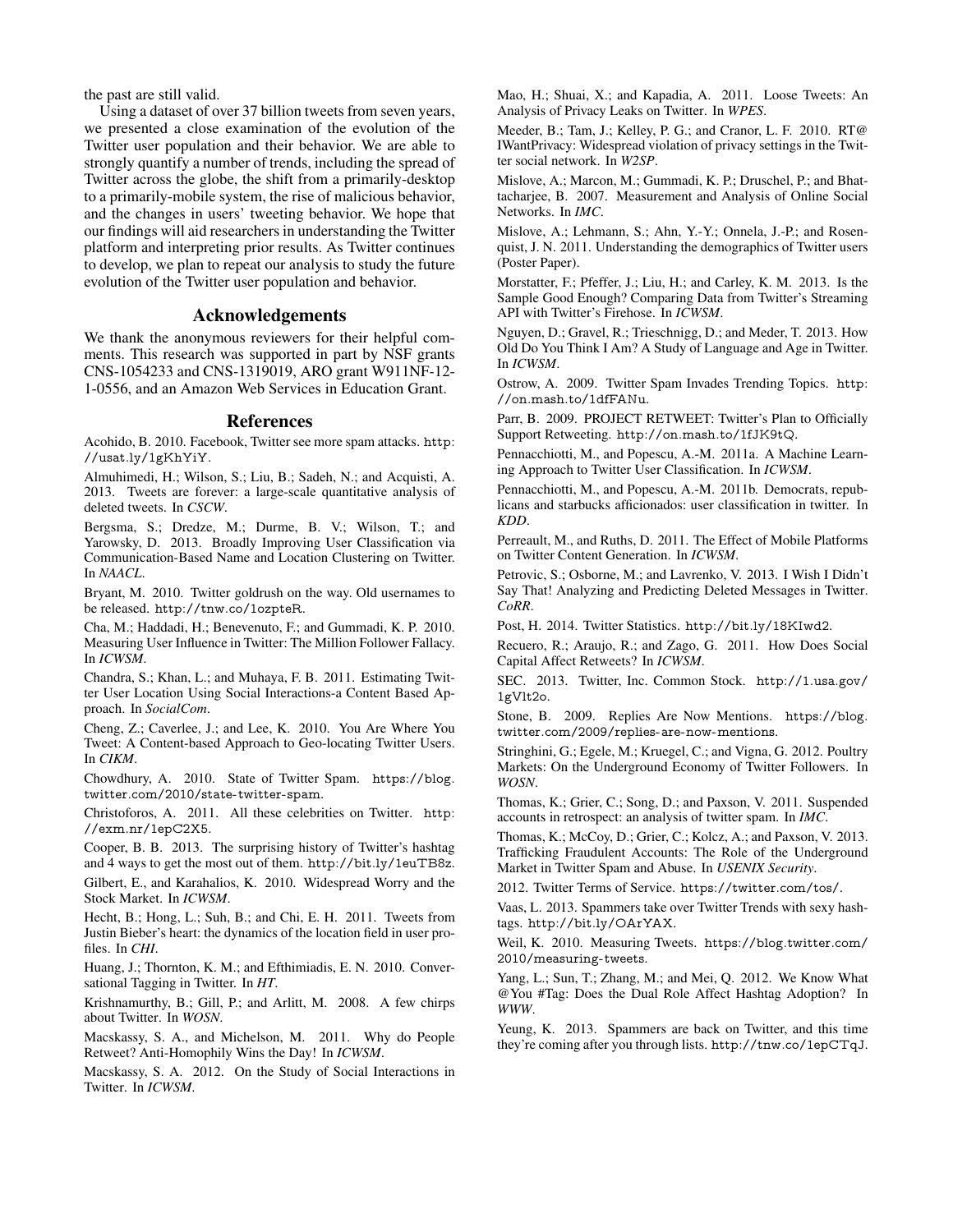the past are still valid.

Using a dataset of over 37 billion tweets from seven years, we presented a close examination of the evolution of the Twitter user population and their behavior. We are able to strongly quantify a number of trends, including the spread of Twitter across the globe, the shift from a primarily-desktop to a primarily-mobile system, the rise of malicious behavior, and the changes in users' tweeting behavior. We hope that our findings will aid researchers in understanding the Twitter platform and interpreting prior results. As Twitter continues to develop, we plan to repeat our analysis to study the future evolution of the Twitter user population and behavior.

## Acknowledgements

We thank the anonymous reviewers for their helpful comments. This research was supported in part by NSF grants CNS-1054233 and CNS-1319019, ARO grant W911NF-12-1-0556, and an Amazon Web Services in Education Grant.

## References

Acohido, B. 2010. Facebook, Twitter see more spam attacks. http://usat.ly/1gKhYiY.

Almuhimedi, H.; Wilson, S.; Liu, B.; Sadeh, N.; and Acquisti, A. 2013. Tweets are forever: a large-scale quantitative analysis of deleted tweets. In *CSCW*.

Bergsma, S.; Dredze, M.; Durme, B. V.; Wilson, T.; and Yarowsky, D. 2013. Broadly Improving User Classification via Communication-Based Name and Location Clustering on Twitter. In *NAACL*.

Bryant, M. 2010. Twitter goldrush on the way. Old usernames to be released. http://tnw.co/1ozpteR.

Cha, M.; Haddadi, H.; Benevenuto, F.; and Gummadi, K. P. 2010. Measuring User Influence in Twitter: The Million Follower Fallacy. In *ICWSM*.

Chandra, S.; Khan, L.; and Muhaya, F. B. 2011. Estimating Twitter User Location Using Social Interactions-a Content Based Approach. In *SocialCom*.

Cheng, Z.; Caverlee, J.; and Lee, K. 2010. You Are Where You Tweet: A Content-based Approach to Geo-locating Twitter Users. In *CIKM*.

Chowdhury, A. 2010. State of Twitter Spam. https://blog.twitter.com/2010/state-twitter-spam.

Christoforos, A. 2011. All these celebrities on Twitter. http://exm.nr/1epC2X5.

Cooper, B. B. 2013. The surprising history of Twitter's hashtag and 4 ways to get the most out of them. http://bit.ly/1euTB8z.

Gilbert, E., and Karahalios, K. 2010. Widespread Worry and the Stock Market. In *ICWSM*.

Hecht, B.; Hong, L.; Suh, B.; and Chi, E. H. 2011. Tweets from Justin Bieber's heart: the dynamics of the location field in user profiles. In *CHI*.

Huang, J.; Thornton, K. M.; and Efthimiadis, E. N. 2010. Conversational Tagging in Twitter. In *HT*.

Krishnamurthy, B.; Gill, P.; and Arlitt, M. 2008. A few chirps about Twitter. In *WOSN*.

Macskassy, S. A., and Michelson, M. 2011. Why do People Retweet? Anti-Homophily Wins the Day! In *ICWSM*.

Macskassy, S. A. 2012. On the Study of Social Interactions in Twitter. In *ICWSM*.

Mao, H.; Shuai, X.; and Kapadia, A. 2011. Loose Tweets: An Analysis of Privacy Leaks on Twitter. In *WPES*.

Meeder, B.; Tam, J.; Kelley, P. G.; and Cranor, L. F. 2010. RT@ IWantPrivacy: Widespread violation of privacy settings in the Twitter social network. In *W2SP*.

Mislove, A.; Marcon, M.; Gummadi, K. P.; Druschel, P.; and Bhattacharjee, B. 2007. Measurement and Analysis of Online Social Networks. In *IMC*.

Mislove, A.; Lehmann, S.; Ahn, Y.-Y.; Onnela, J.-P.; and Rosenquist, J. N. 2011. Understanding the demographics of Twitter users (Poster Paper).

Morstatter, F.; Pfeffer, J.; Liu, H.; and Carley, K. M. 2013. Is the Sample Good Enough? Comparing Data from Twitter's Streaming API with Twitter's Firehose. In *ICWSM*.

Nguyen, D.; Gravel, R.; Trieschnigg, D.; and Meder, T. 2013. How Old Do You Think I Am? A Study of Language and Age in Twitter. In *ICWSM*.

Ostrow, A. 2009. Twitter Spam Invades Trending Topics. http://on.mash.to/1dfFANu.

Parr, B. 2009. PROJECT RETWEET: Twitter's Plan to Officially Support Retweeting. http://on.mash.to/1fJK9tQ.

Pennacchiotti, M., and Popescu, A.-M. 2011a. A Machine Learning Approach to Twitter User Classification. In *ICWSM*.

Pennacchiotti, M., and Popescu, A.-M. 2011b. Democrats, republicans and starbucks afficionados: user classification in twitter. In *KDD*.

Perreault, M., and Ruths, D. 2011. The Effect of Mobile Platforms on Twitter Content Generation. In *ICWSM*.

Petrovic, S.; Osborne, M.; and Lavrenko, V. 2013. I Wish I Didn't Say That! Analyzing and Predicting Deleted Messages in Twitter. *CoRR*.

Post, H. 2014. Twitter Statistics. http://bit.ly/18KIwd2.

Recuero, R.; Araujo, R.; and Zago, G. 2011. How Does Social Capital Affect Retweets? In *ICWSM*.

SEC. 2013. Twitter, Inc. Common Stock. http://1.usa.gov/1gVlt2o.

Stone, B. 2009. Replies Are Now Mentions. https://blog.twitter.com/2009/replies-are-now-mentions.

Stringhini, G.; Egele, M.; Kruegel, C.; and Vigna, G. 2012. Poultry Markets: On the Underground Economy of Twitter Followers. In *WOSN*.

Thomas, K.; Grier, C.; Song, D.; and Paxson, V. 2011. Suspended accounts in retrospect: an analysis of twitter spam. In *IMC*.

Thomas, K.; McCoy, D.; Grier, C.; Kolcz, A.; and Paxson, V. 2013. Trafficking Fraudulent Accounts: The Role of the Underground Market in Twitter Spam and Abuse. In *USENIX Security*.

2012. Twitter Terms of Service. https://twitter.com/tos/.

Vaas, L. 2013. Spammers take over Twitter Trends with sexy hashtags. http://bit.ly/OArYAX.

Weil, K. 2010. Measuring Tweets. https://blog.twitter.com/2010/measuring-tweets.

Yang, L.; Sun, T.; Zhang, M.; and Mei, Q. 2012. We Know What @You #Tag: Does the Dual Role Affect Hashtag Adoption? In *WWW*.

Yeung, K. 2013. Spammers are back on Twitter, and this time they're coming after you through lists. http://tnw.co/1epCTqJ.